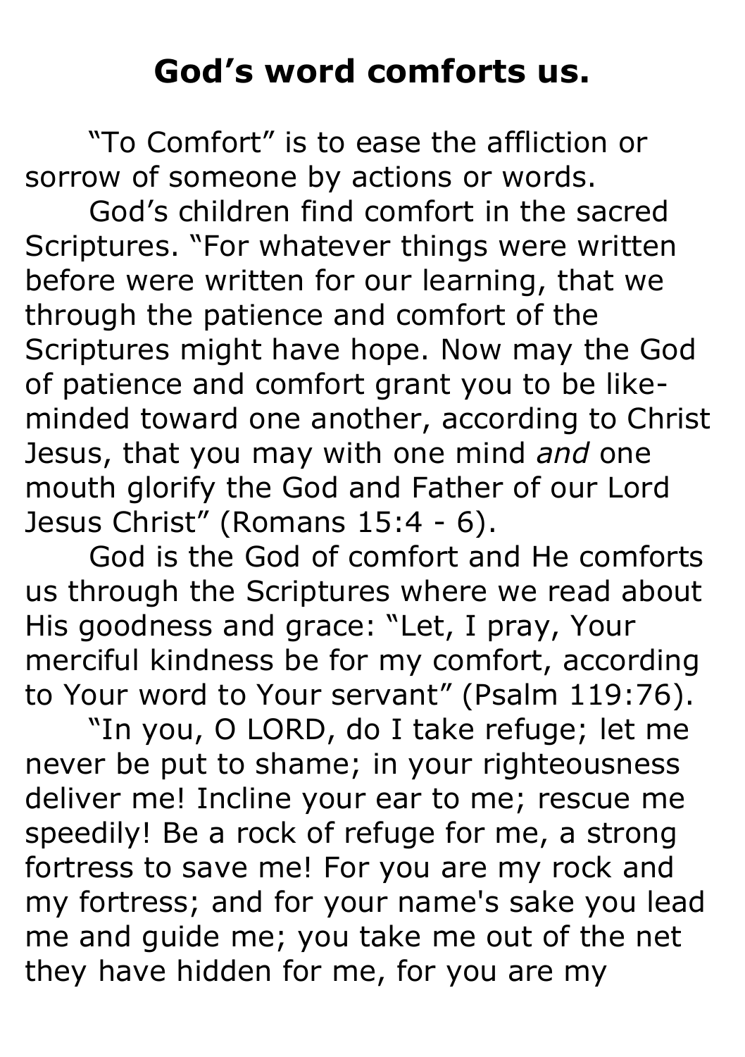# God's word comforts us.

"To Comfort" is to ease the affliction or sorrow of someone by actions or words.

God's children find comfort in the sacred Scriptures. "For whatever things were written before were written for our learning, that we through the patience and comfort of the Scriptures might have hope. Now may the God of patience and comfort grant you to be like-minded toward one another, according to Christ Jesus, that you may with one mind *and* one mouth glorify the God and Father of our Lord Jesus Christ" (Romans 15:4 - 6).

God is the God of comfort and He comforts us through the Scriptures where we read about His goodness and grace: "Let, I pray, Your merciful kindness be for my comfort, according to Your word to Your servant" (Psalm 119:76).

"In you, O LORD, do I take refuge; let me never be put to shame; in your righteousness deliver me! Incline your ear to me; rescue me speedily! Be a rock of refuge for me, a strong fortress to save me! For you are my rock and my fortress; and for your name's sake you lead me and guide me; you take me out of the net they have hidden for me, for you are my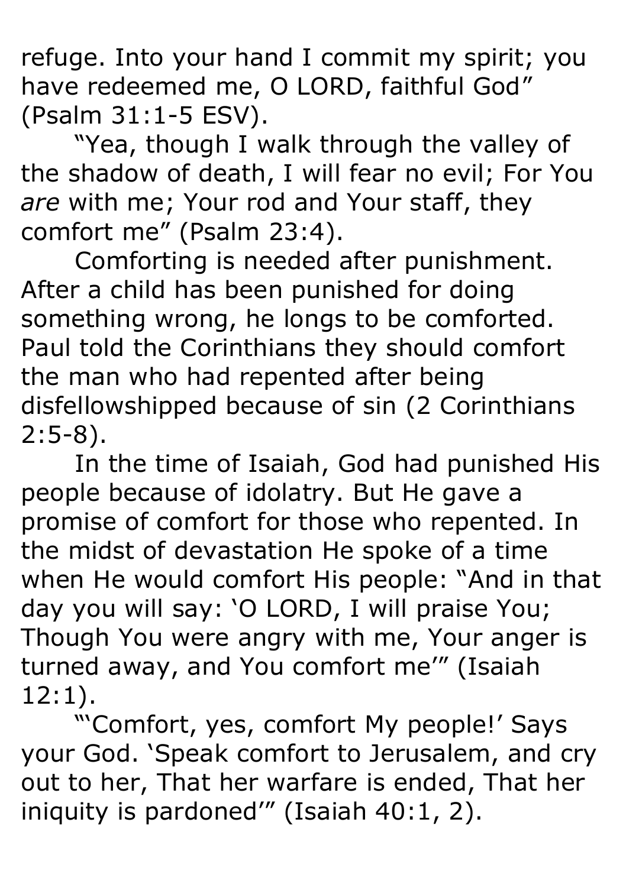refuge. Into your hand I commit my spirit; you have redeemed me, O LORD, faithful God" (Psalm 31:1-5 ESV).

"Yea, though I walk through the valley of the shadow of death, I will fear no evil; For You *are* with me; Your rod and Your staff, they comfort me" (Psalm 23:4).

Comforting is needed after punishment. After a child has been punished for doing something wrong, he longs to be comforted. Paul told the Corinthians they should comfort the man who had repented after being disfellowshipped because of sin (2 Corinthians 2:5-8).

In the time of Isaiah, God had punished His people because of idolatry. But He gave a promise of comfort for those who repented. In the midst of devastation He spoke of a time when He would comfort His people: "And in that day you will say: 'O LORD, I will praise You; Though You were angry with me, Your anger is turned away, and You comfort me'" (Isaiah 12:1).

"'Comfort, yes, comfort My people!' Says your God. 'Speak comfort to Jerusalem, and cry out to her, That her warfare is ended, That her iniquity is pardoned'" (Isaiah 40:1, 2).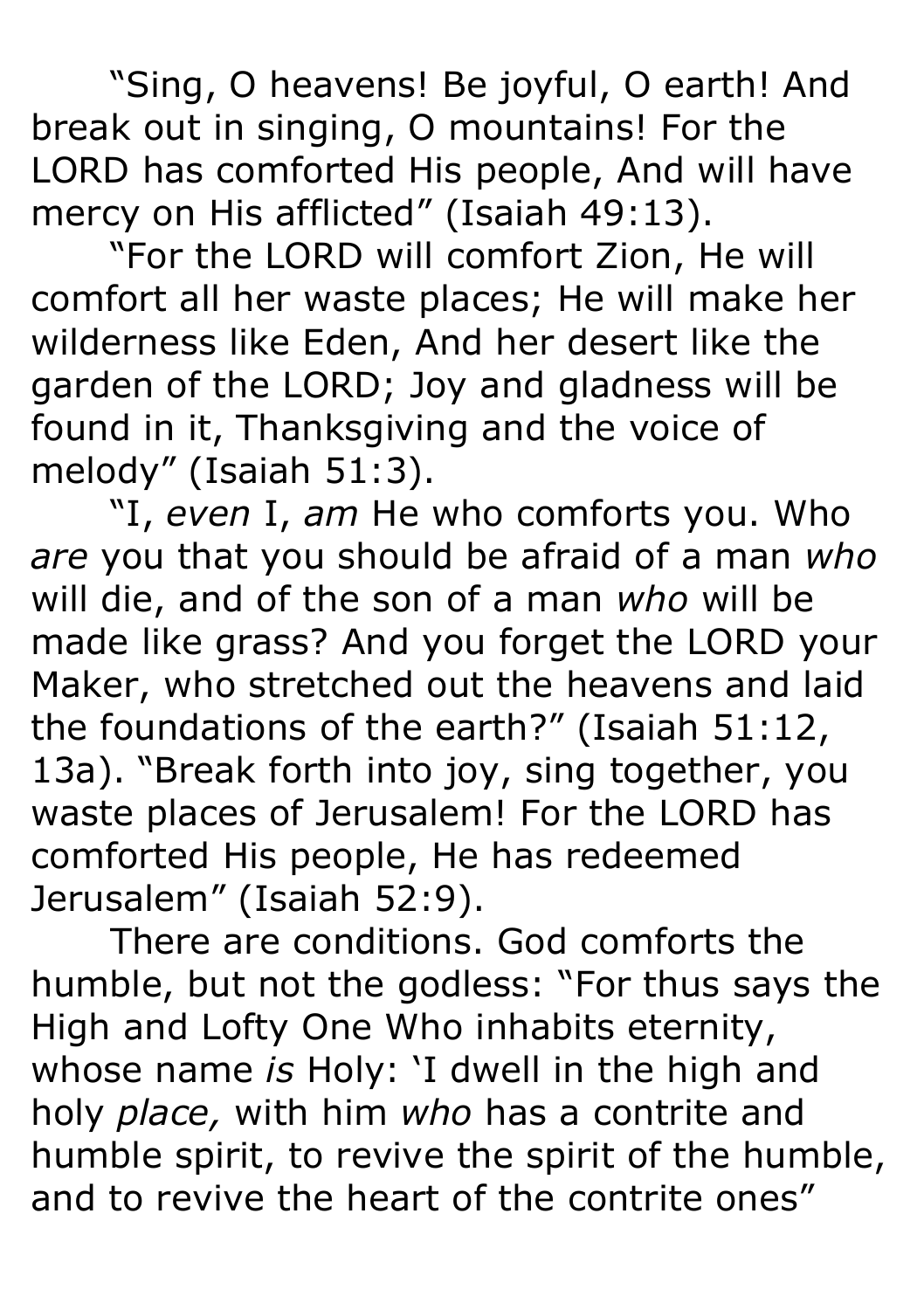“Sing, O heavens! Be joyful, O earth! And break out in singing, O mountains! For the LORD has comforted His people, And will have mercy on His afflicted” (Isaiah 49:13).

“For the LORD will comfort Zion, He will comfort all her waste places; He will make her wilderness like Eden, And her desert like the garden of the LORD; Joy and gladness will be found in it, Thanksgiving and the voice of melody” (Isaiah 51:3).

“I, *even* I, *am* He who comforts you. Who *are* you that you should be afraid of a man *who* will die, and of the son of a man *who* will be made like grass? And you forget the LORD your Maker, who stretched out the heavens and laid the foundations of the earth?” (Isaiah 51:12, 13a). “Break forth into joy, sing together, you waste places of Jerusalem! For the LORD has comforted His people, He has redeemed Jerusalem” (Isaiah 52:9).

There are conditions. God comforts the humble, but not the godless: “For thus says the High and Lofty One Who inhabits eternity, whose name *is* Holy: ‘I dwell in the high and holy *place,* with him *who* has a contrite and humble spirit, to revive the spirit of the humble, and to revive the heart of the contrite ones”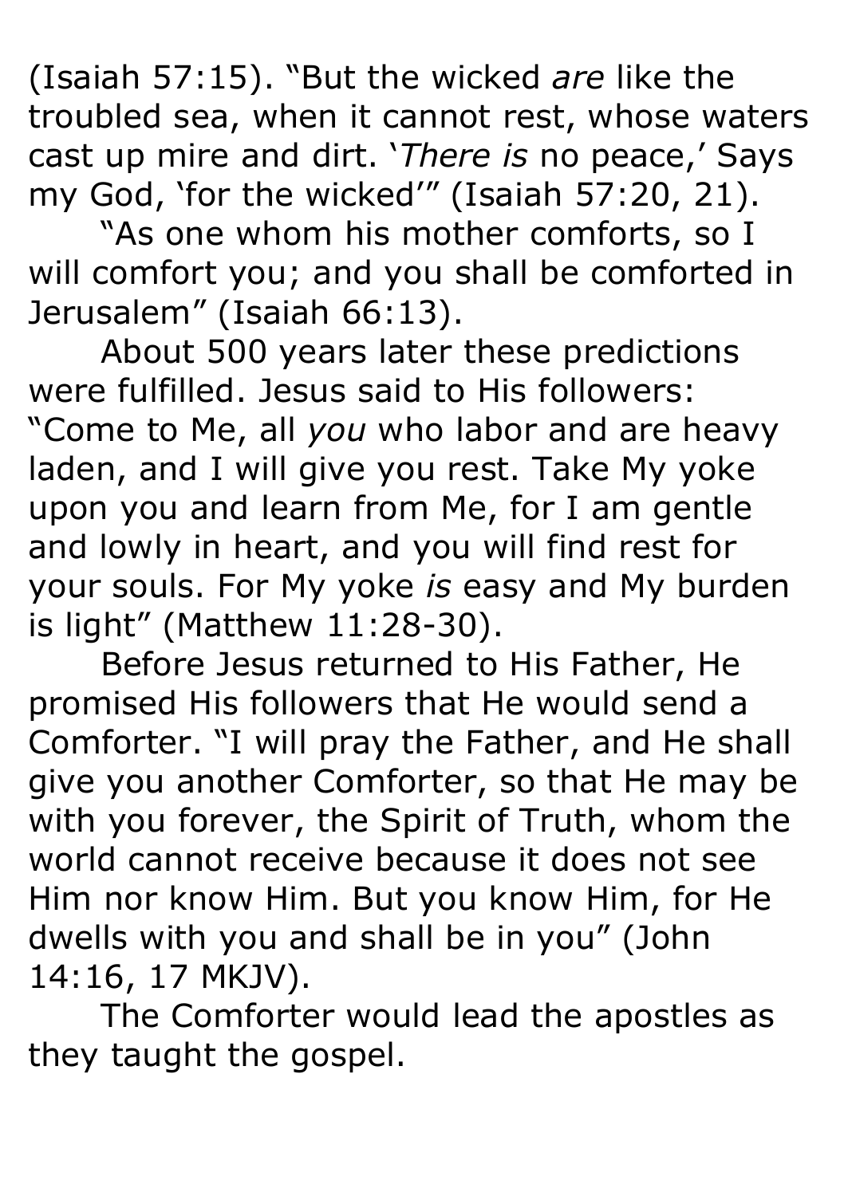(Isaiah 57:15). "But the wicked *are* like the troubled sea, when it cannot rest, whose waters cast up mire and dirt. '*There is* no peace,' Says my God, 'for the wicked'" (Isaiah 57:20, 21).

"As one whom his mother comforts, so I will comfort you; and you shall be comforted in Jerusalem" (Isaiah 66:13).

About 500 years later these predictions were fulfilled. Jesus said to His followers: "Come to Me, all *you* who labor and are heavy laden, and I will give you rest. Take My yoke upon you and learn from Me, for I am gentle and lowly in heart, and you will find rest for your souls. For My yoke *is* easy and My burden is light" (Matthew 11:28-30).

Before Jesus returned to His Father, He promised His followers that He would send a Comforter. "I will pray the Father, and He shall give you another Comforter, so that He may be with you forever, the Spirit of Truth, whom the world cannot receive because it does not see Him nor know Him. But you know Him, for He dwells with you and shall be in you" (John 14:16, 17 MKJV).

The Comforter would lead the apostles as they taught the gospel.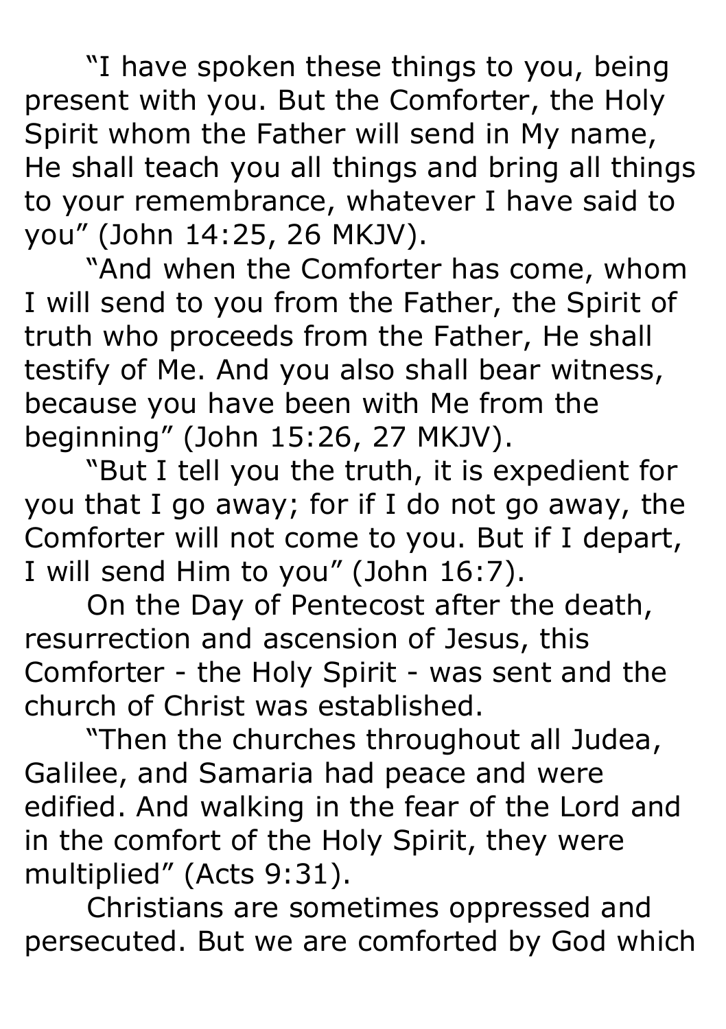"I have spoken these things to you, being present with you. But the Comforter, the Holy Spirit whom the Father will send in My name, He shall teach you all things and bring all things to your remembrance, whatever I have said to you" (John 14:25, 26 MKJV).

"And when the Comforter has come, whom I will send to you from the Father, the Spirit of truth who proceeds from the Father, He shall testify of Me. And you also shall bear witness, because you have been with Me from the beginning" (John 15:26, 27 MKJV).

"But I tell you the truth, it is expedient for you that I go away; for if I do not go away, the Comforter will not come to you. But if I depart, I will send Him to you" (John 16:7).

On the Day of Pentecost after the death, resurrection and ascension of Jesus, this Comforter - the Holy Spirit - was sent and the church of Christ was established.

"Then the churches throughout all Judea, Galilee, and Samaria had peace and were edified. And walking in the fear of the Lord and in the comfort of the Holy Spirit, they were multiplied" (Acts 9:31).

Christians are sometimes oppressed and persecuted. But we are comforted by God which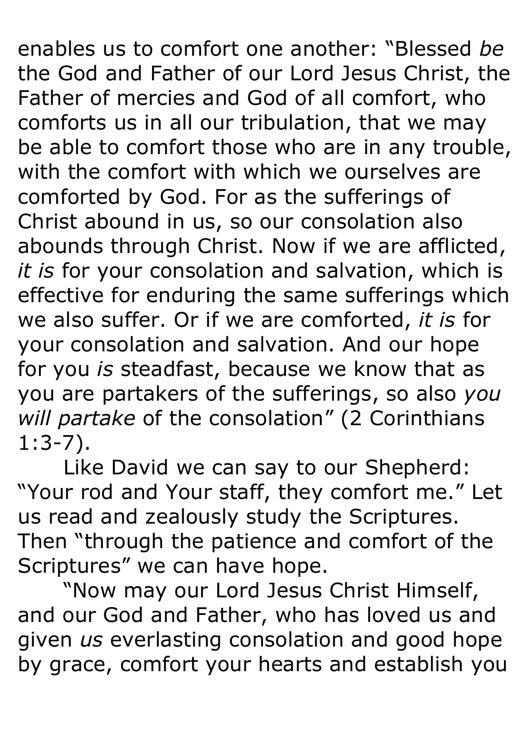enables us to comfort one another: "Blessed *be* the God and Father of our Lord Jesus Christ, the Father of mercies and God of all comfort, who comforts us in all our tribulation, that we may be able to comfort those who are in any trouble, with the comfort with which we ourselves are comforted by God. For as the sufferings of Christ abound in us, so our consolation also abounds through Christ. Now if we are afflicted, *it is* for your consolation and salvation, which is effective for enduring the same sufferings which we also suffer. Or if we are comforted, *it is* for your consolation and salvation. And our hope for you *is* steadfast, because we know that as you are partakers of the sufferings, so also *you will partake* of the consolation" (2 Corinthians 1:3-7).

Like David we can say to our Shepherd: "Your rod and Your staff, they comfort me." Let us read and zealously study the Scriptures. Then "through the patience and comfort of the Scriptures" we can have hope.

"Now may our Lord Jesus Christ Himself, and our God and Father, who has loved us and given *us* everlasting consolation and good hope by grace, comfort your hearts and establish you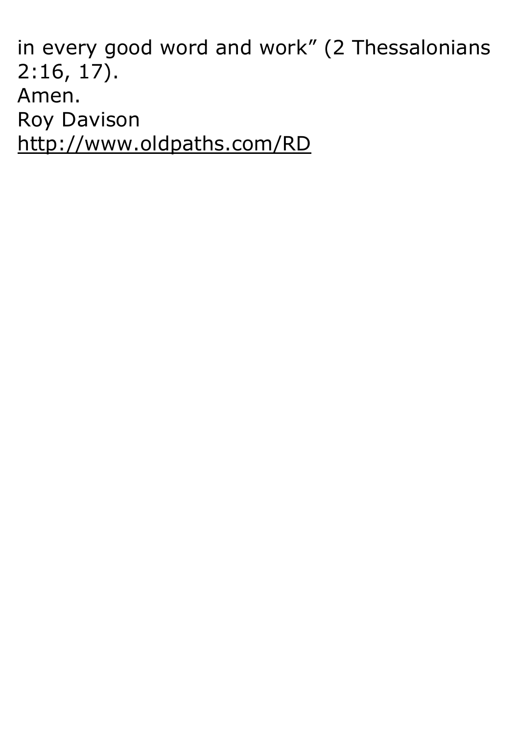in every good word and work” (2 Thessalonians 2:16, 17).

Amen.

Roy Davison

http://www.oldpaths.com/RD